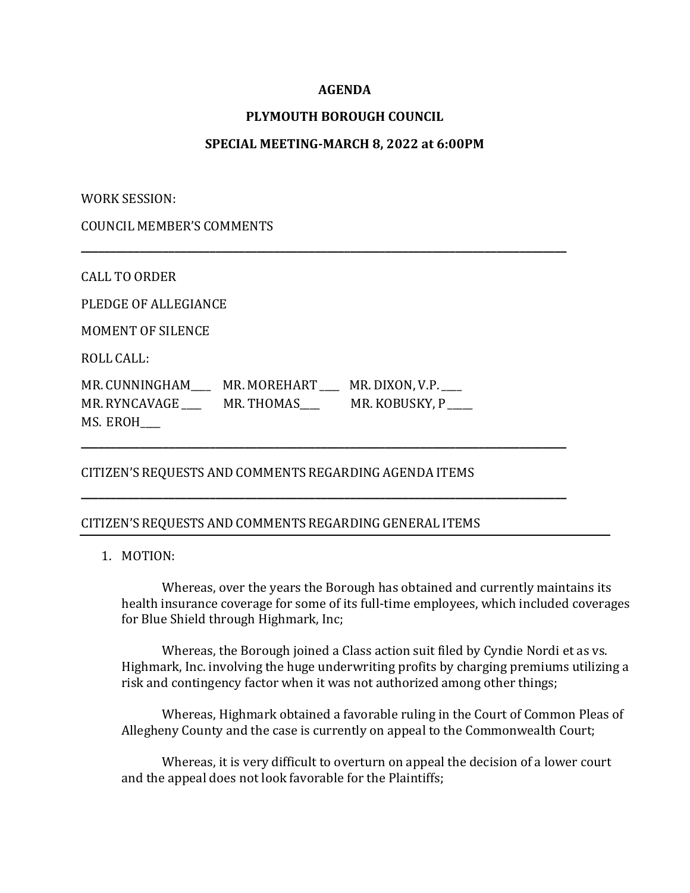**AGENDA**

**PLYMOUTH BOROUGH COUNCIL**

**SPECIAL MEETING-MARCH 8, 2022 at 6:00PM**

WORK SESSION:

COUNCIL MEMBER'S COMMENTS

---

CALL TO ORDER

PLEDGE OF ALLEGIANCE

MOMENT OF SILENCE

ROLL CALL:

MR. CUNNINGHAM____ MR. MOREHART ____ MR. DIXON, V.P. ____
MR. RYNCAVAGE ____ MR. THOMAS____ MR. KOBUSKY, P _____
MS. EROH____

---

CITIZEN'S REQUESTS AND COMMENTS REGARDING AGENDA ITEMS

---

CITIZEN'S REQUESTS AND COMMENTS REGARDING GENERAL ITEMS

1. MOTION:

   Whereas, over the years the Borough has obtained and currently maintains its health insurance coverage for some of its full-time employees, which included coverages for Blue Shield through Highmark, Inc;

   Whereas, the Borough joined a Class action suit filed by Cyndie Nordi et as vs. Highmark, Inc. involving the huge underwriting profits by charging premiums utilizing a risk and contingency factor when it was not authorized among other things;

   Whereas, Highmark obtained a favorable ruling in the Court of Common Pleas of Allegheny County and the case is currently on appeal to the Commonwealth Court;

   Whereas, it is very difficult to overturn on appeal the decision of a lower court and the appeal does not look favorable for the Plaintiffs;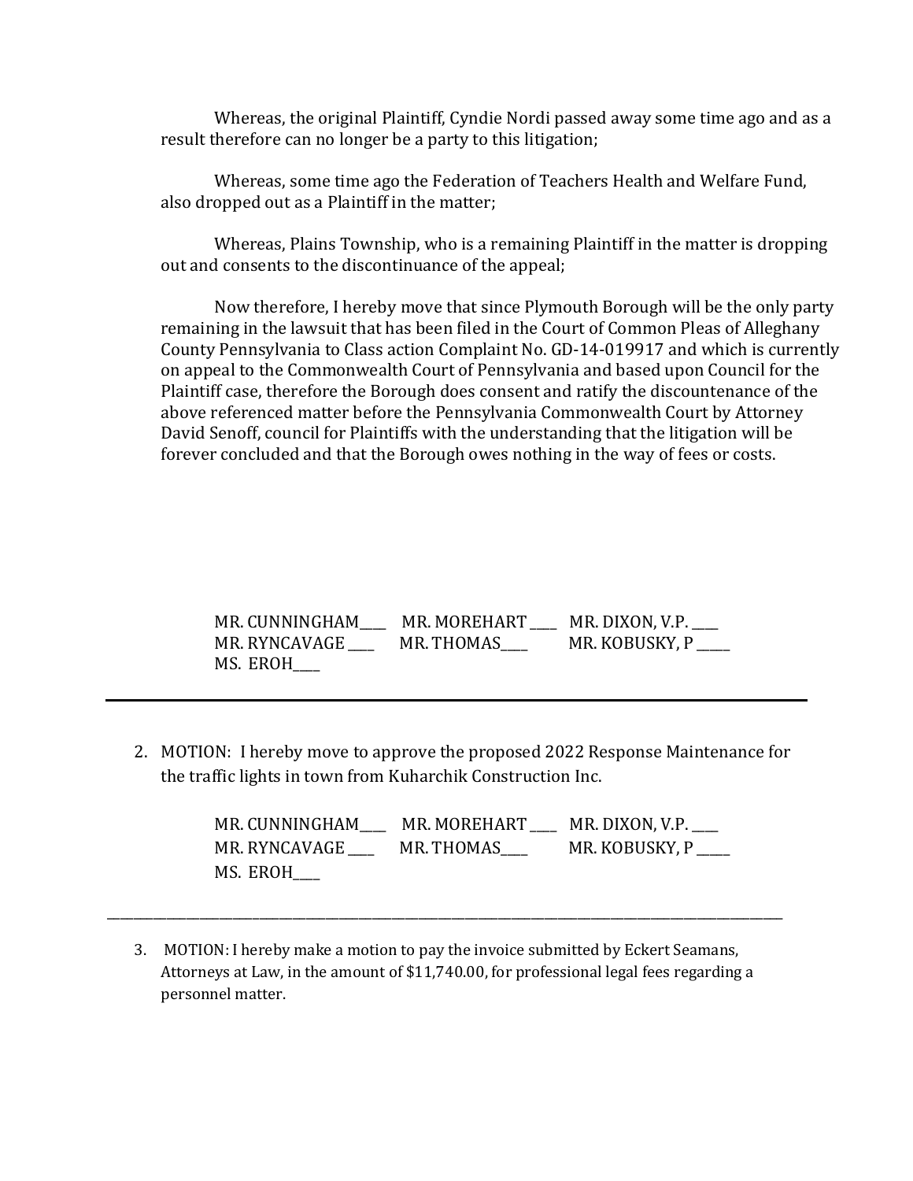Whereas, the original Plaintiff, Cyndie Nordi passed away some time ago and as a result therefore can no longer be a party to this litigation;

Whereas, some time ago the Federation of Teachers Health and Welfare Fund, also dropped out as a Plaintiff in the matter;

Whereas, Plains Township, who is a remaining Plaintiff in the matter is dropping out and consents to the discontinuance of the appeal;

Now therefore, I hereby move that since Plymouth Borough will be the only party remaining in the lawsuit that has been filed in the Court of Common Pleas of Alleghany County Pennsylvania to Class action Complaint No. GD-14-019917 and which is currently on appeal to the Commonwealth Court of Pennsylvania and based upon Council for the Plaintiff case, therefore the Borough does consent and ratify the discountenance of the above referenced matter before the Pennsylvania Commonwealth Court by Attorney David Senoff, council for Plaintiffs with the understanding that the litigation will be forever concluded and that the Borough owes nothing in the way of fees or costs.

MR. CUNNINGHAM____ MR. MOREHART ____ MR. DIXON, V.P. ____
MR. RYNCAVAGE ____ MR. THOMAS____ MR. KOBUSKY, P _____
MS. EROH____

---

2. MOTION: I hereby move to approve the proposed 2022 Response Maintenance for the traffic lights in town from Kuharchik Construction Inc.

MR. CUNNINGHAM____ MR. MOREHART ____ MR. DIXON, V.P. ____
MR. RYNCAVAGE ____ MR. THOMAS____ MR. KOBUSKY, P _____
MS. EROH____

---

3. MOTION: I hereby make a motion to pay the invoice submitted by Eckert Seamans, Attorneys at Law, in the amount of $11,740.00, for professional legal fees regarding a personnel matter.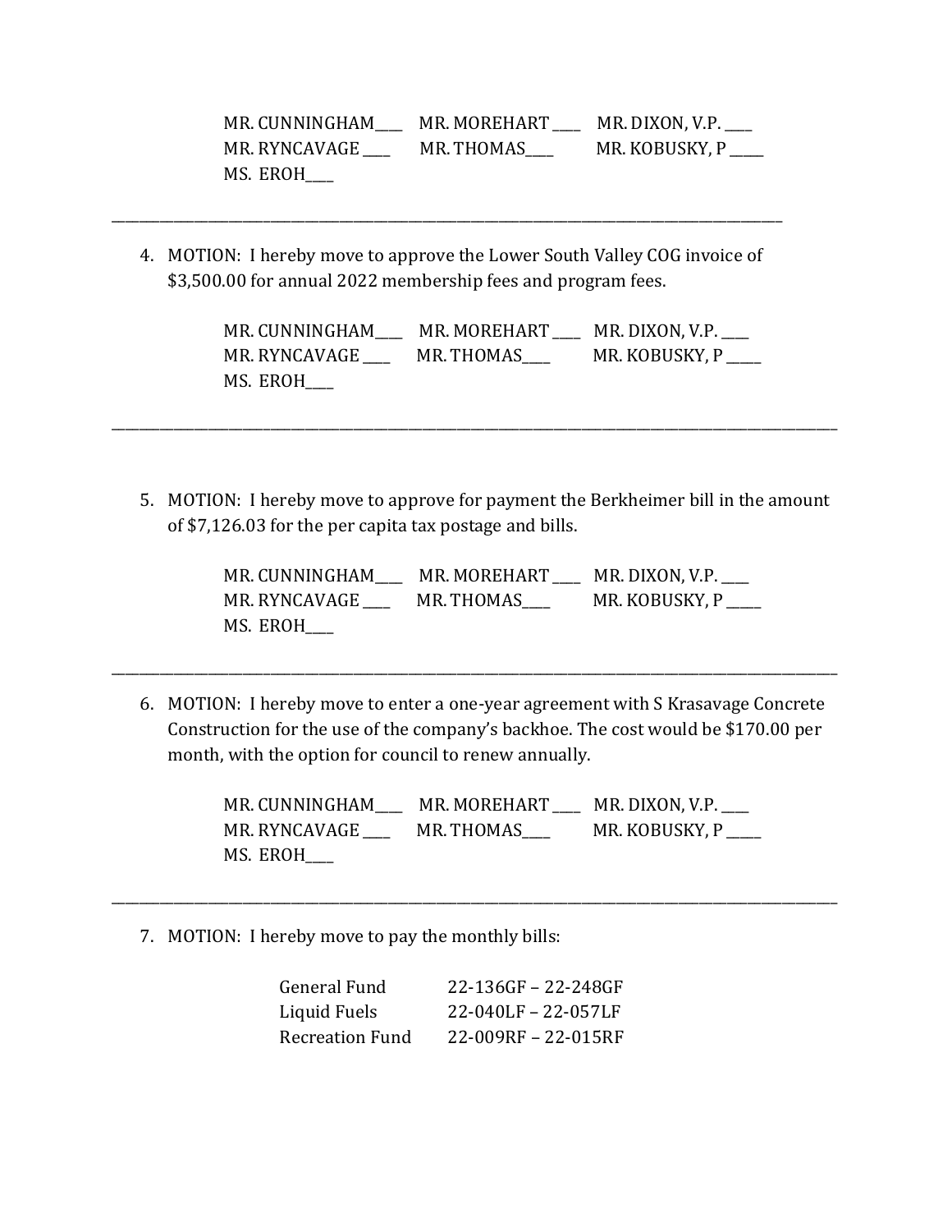MR. CUNNINGHAM____ MR. MOREHART ____ MR. DIXON, V.P. ____
MR. RYNCAVAGE ____ MR. THOMAS____ MR. KOBUSKY, P _____
MS. EROH____

---

4. MOTION: I hereby move to approve the Lower South Valley COG invoice of $3,500.00 for annual 2022 membership fees and program fees.

   MR. CUNNINGHAM____ MR. MOREHART ____ MR. DIXON, V.P. ____
   MR. RYNCAVAGE ____ MR. THOMAS____ MR. KOBUSKY, P _____
   MS. EROH____

---

5. MOTION: I hereby move to approve for payment the Berkheimer bill in the amount of $7,126.03 for the per capita tax postage and bills.

   MR. CUNNINGHAM____ MR. MOREHART ____ MR. DIXON, V.P. ____
   MR. RYNCAVAGE ____ MR. THOMAS____ MR. KOBUSKY, P _____
   MS. EROH____

---

6. MOTION: I hereby move to enter a one-year agreement with S Krasavage Concrete Construction for the use of the company's backhoe. The cost would be $170.00 per month, with the option for council to renew annually.

   MR. CUNNINGHAM____ MR. MOREHART ____ MR. DIXON, V.P. ____
   MR. RYNCAVAGE ____ MR. THOMAS____ MR. KOBUSKY, P _____
   MS. EROH____

---

7. MOTION: I hereby move to pay the monthly bills:

   | | |
   |---|---|
   | General Fund | 22-136GF – 22-248GF |
   | Liquid Fuels | 22-040LF – 22-057LF |
   | Recreation Fund | 22-009RF – 22-015RF |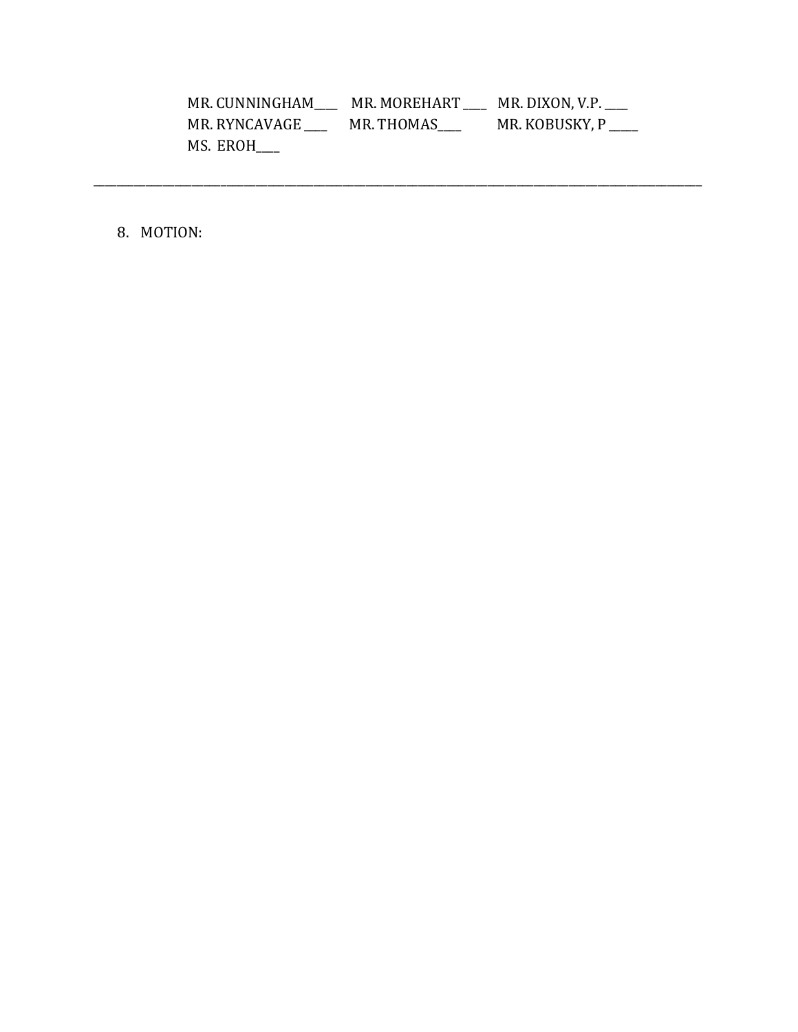MR. CUNNINGHAM____ MR. MOREHART ____ MR. DIXON, V.P. ____
MR. RYNCAVAGE ____ MR. THOMAS____ MR. KOBUSKY, P _____
MS. EROH____

---

8. MOTION: